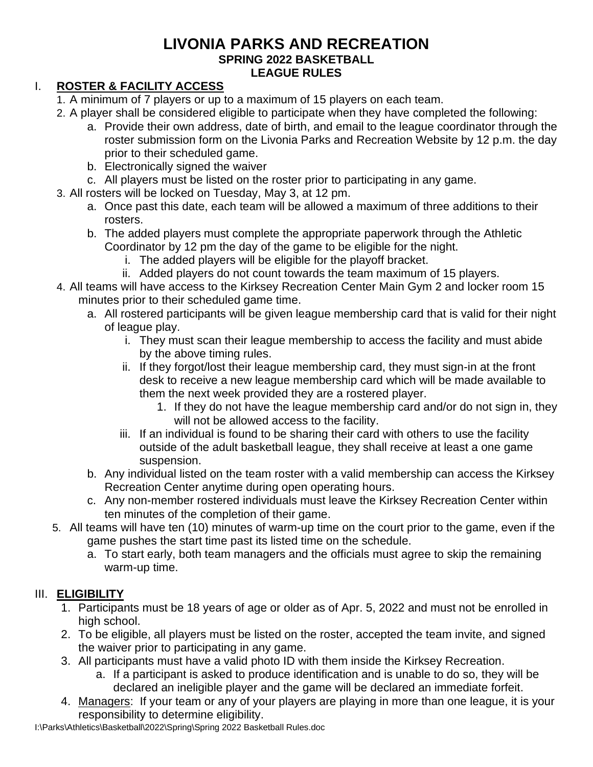# LIVONIA PARKS AND RECREATION

## SPRING 2022 BASKETBALL LEAGUE RULES

### I. **ROSTER & FACILITY ACCESS**

1. A minimum of 7 players or up to a maximum of 15 players on each team.
2. A player shall be considered eligible to participate when they have completed the following:
   a. Provide their own address, date of birth, and email to the league coordinator through the roster submission form on the Livonia Parks and Recreation Website by 12 p.m. the day prior to their scheduled game.
   b. Electronically signed the waiver
   c. All players must be listed on the roster prior to participating in any game.
3. All rosters will be locked on Tuesday, May 3, at 12 pm.
   a. Once past this date, each team will be allowed a maximum of three additions to their rosters.
   b. The added players must complete the appropriate paperwork through the Athletic Coordinator by 12 pm the day of the game to be eligible for the night.
      i. The added players will be eligible for the playoff bracket.
      ii. Added players do not count towards the team maximum of 15 players.
4. All teams will have access to the Kirksey Recreation Center Main Gym 2 and locker room 15 minutes prior to their scheduled game time.
   a. All rostered participants will be given league membership card that is valid for their night of league play.
      i. They must scan their league membership to access the facility and must abide by the above timing rules.
      ii. If they forgot/lost their league membership card, they must sign-in at the front desk to receive a new league membership card which will be made available to them the next week provided they are a rostered player.
         1. If they do not have the league membership card and/or do not sign in, they will not be allowed access to the facility.
      iii. If an individual is found to be sharing their card with others to use the facility outside of the adult basketball league, they shall receive at least a one game suspension.
   b. Any individual listed on the team roster with a valid membership can access the Kirksey Recreation Center anytime during open operating hours.
   c. Any non-member rostered individuals must leave the Kirksey Recreation Center within ten minutes of the completion of their game.
5. All teams will have ten (10) minutes of warm-up time on the court prior to the game, even if the game pushes the start time past its listed time on the schedule.
   a. To start early, both team managers and the officials must agree to skip the remaining warm-up time.

### III. **ELIGIBILITY**

1. Participants must be 18 years of age or older as of Apr. 5, 2022 and must not be enrolled in high school.
2. To be eligible, all players must be listed on the roster, accepted the team invite, and signed the waiver prior to participating in any game.
3. All participants must have a valid photo ID with them inside the Kirksey Recreation.
   a. If a participant is asked to produce identification and is unable to do so, they will be declared an ineligible player and the game will be declared an immediate forfeit.
4. Managers: If your team or any of your players are playing in more than one league, it is your responsibility to determine eligibility.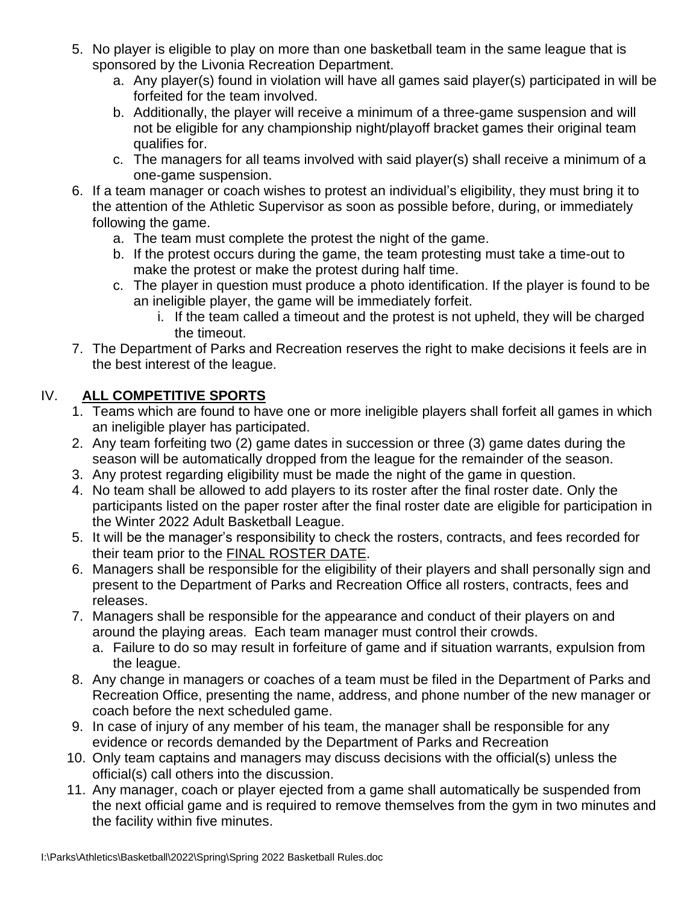5. No player is eligible to play on more than one basketball team in the same league that is sponsored by the Livonia Recreation Department.
   a. Any player(s) found in violation will have all games said player(s) participated in will be forfeited for the team involved.
   b. Additionally, the player will receive a minimum of a three-game suspension and will not be eligible for any championship night/playoff bracket games their original team qualifies for.
   c. The managers for all teams involved with said player(s) shall receive a minimum of a one-game suspension.
6. If a team manager or coach wishes to protest an individual's eligibility, they must bring it to the attention of the Athletic Supervisor as soon as possible before, during, or immediately following the game.
   a. The team must complete the protest the night of the game.
   b. If the protest occurs during the game, the team protesting must take a time-out to make the protest or make the protest during half time.
   c. The player in question must produce a photo identification. If the player is found to be an ineligible player, the game will be immediately forfeit.
      i. If the team called a timeout and the protest is not upheld, they will be charged the timeout.
7. The Department of Parks and Recreation reserves the right to make decisions it feels are in the best interest of the league.

## IV. **ALL COMPETITIVE SPORTS**

1. Teams which are found to have one or more ineligible players shall forfeit all games in which an ineligible player has participated.
2. Any team forfeiting two (2) game dates in succession or three (3) game dates during the season will be automatically dropped from the league for the remainder of the season.
3. Any protest regarding eligibility must be made the night of the game in question.
4. No team shall be allowed to add players to its roster after the final roster date. Only the participants listed on the paper roster after the final roster date are eligible for participation in the Winter 2022 Adult Basketball League.
5. It will be the manager's responsibility to check the rosters, contracts, and fees recorded for their team prior to the <u>FINAL ROSTER DATE</u>.
6. Managers shall be responsible for the eligibility of their players and shall personally sign and present to the Department of Parks and Recreation Office all rosters, contracts, fees and releases.
7. Managers shall be responsible for the appearance and conduct of their players on and around the playing areas. Each team manager must control their crowds.
   a. Failure to do so may result in forfeiture of game and if situation warrants, expulsion from the league.
8. Any change in managers or coaches of a team must be filed in the Department of Parks and Recreation Office, presenting the name, address, and phone number of the new manager or coach before the next scheduled game.
9. In case of injury of any member of his team, the manager shall be responsible for any evidence or records demanded by the Department of Parks and Recreation
10. Only team captains and managers may discuss decisions with the official(s) unless the official(s) call others into the discussion.
11. Any manager, coach or player ejected from a game shall automatically be suspended from the next official game and is required to remove themselves from the gym in two minutes and the facility within five minutes.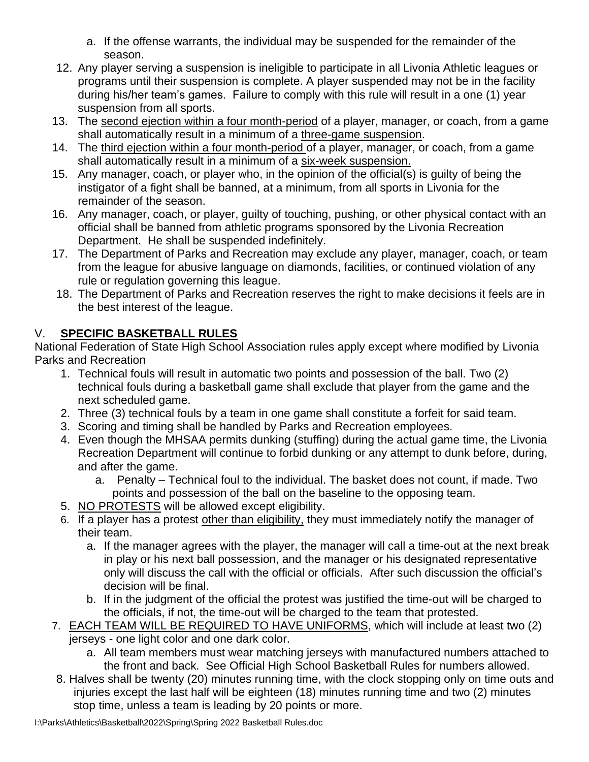a. If the offense warrants, the individual may be suspended for the remainder of the season.

12. Any player serving a suspension is ineligible to participate in all Livonia Athletic leagues or programs until their suspension is complete. A player suspended may not be in the facility during his/her team's games. Failure to comply with this rule will result in a one (1) year suspension from all sports.
13. The <u>second ejection within a four month-period</u> of a player, manager, or coach, from a game shall automatically result in a minimum of a <u>three-game suspension</u>.
14. The <u>third ejection within a four month-period</u> of a player, manager, or coach, from a game shall automatically result in a minimum of a <u>six-week suspension.</u>
15. Any manager, coach, or player who, in the opinion of the official(s) is guilty of being the instigator of a fight shall be banned, at a minimum, from all sports in Livonia for the remainder of the season.
16. Any manager, coach, or player, guilty of touching, pushing, or other physical contact with an official shall be banned from athletic programs sponsored by the Livonia Recreation Department. He shall be suspended indefinitely.
17. The Department of Parks and Recreation may exclude any player, manager, coach, or team from the league for abusive language on diamonds, facilities, or continued violation of any rule or regulation governing this league.
18. The Department of Parks and Recreation reserves the right to make decisions it feels are in the best interest of the league.

## V. <u>**SPECIFIC BASKETBALL RULES**</u>

National Federation of State High School Association rules apply except where modified by Livonia Parks and Recreation

1. Technical fouls will result in automatic two points and possession of the ball. Two (2) technical fouls during a basketball game shall exclude that player from the game and the next scheduled game.
2. Three (3) technical fouls by a team in one game shall constitute a forfeit for said team.
3. Scoring and timing shall be handled by Parks and Recreation employees.
4. Even though the MHSAA permits dunking (stuffing) during the actual game time, the Livonia Recreation Department will continue to forbid dunking or any attempt to dunk before, during, and after the game.
   a. Penalty – Technical foul to the individual. The basket does not count, if made. Two points and possession of the ball on the baseline to the opposing team.
5. <u>NO PROTESTS</u> will be allowed except eligibility.
6. If a player has a protest <u>other than eligibility,</u> they must immediately notify the manager of their team.
   a. If the manager agrees with the player, the manager will call a time-out at the next break in play or his next ball possession, and the manager or his designated representative only will discuss the call with the official or officials. After such discussion the official's decision will be final.
   b. If in the judgment of the official the protest was justified the time-out will be charged to the officials, if not, the time-out will be charged to the team that protested.
7. <u>EACH TEAM WILL BE REQUIRED TO HAVE UNIFORMS</u>, which will include at least two (2) jerseys - one light color and one dark color.
   a. All team members must wear matching jerseys with manufactured numbers attached to the front and back. See Official High School Basketball Rules for numbers allowed.
8. Halves shall be twenty (20) minutes running time, with the clock stopping only on time outs and injuries except the last half will be eighteen (18) minutes running time and two (2) minutes stop time, unless a team is leading by 20 points or more.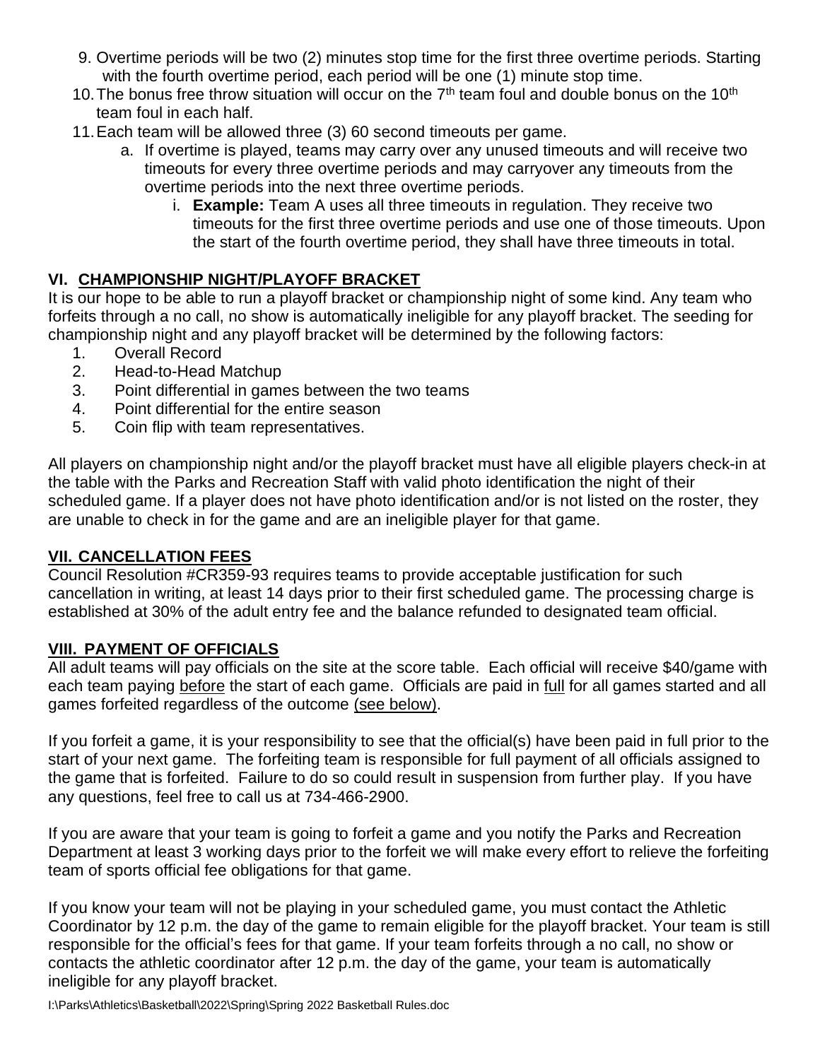9. Overtime periods will be two (2) minutes stop time for the first three overtime periods. Starting with the fourth overtime period, each period will be one (1) minute stop time.
10. The bonus free throw situation will occur on the 7th team foul and double bonus on the 10th team foul in each half.
11. Each team will be allowed three (3) 60 second timeouts per game.
    a. If overtime is played, teams may carry over any unused timeouts and will receive two timeouts for every three overtime periods and may carryover any timeouts from the overtime periods into the next three overtime periods.
        i. **Example:** Team A uses all three timeouts in regulation. They receive two timeouts for the first three overtime periods and use one of those timeouts. Upon the start of the fourth overtime period, they shall have three timeouts in total.

## VI. CHAMPIONSHIP NIGHT/PLAYOFF BRACKET

It is our hope to be able to run a playoff bracket or championship night of some kind. Any team who forfeits through a no call, no show is automatically ineligible for any playoff bracket. The seeding for championship night and any playoff bracket will be determined by the following factors:

1. Overall Record
2. Head-to-Head Matchup
3. Point differential in games between the two teams
4. Point differential for the entire season
5. Coin flip with team representatives.

All players on championship night and/or the playoff bracket must have all eligible players check-in at the table with the Parks and Recreation Staff with valid photo identification the night of their scheduled game. If a player does not have photo identification and/or is not listed on the roster, they are unable to check in for the game and are an ineligible player for that game.

## VII. CANCELLATION FEES

Council Resolution #CR359-93 requires teams to provide acceptable justification for such cancellation in writing, at least 14 days prior to their first scheduled game. The processing charge is established at 30% of the adult entry fee and the balance refunded to designated team official.

## VIII. PAYMENT OF OFFICIALS

All adult teams will pay officials on the site at the score table. Each official will receive $40/game with each team paying before the start of each game. Officials are paid in full for all games started and all games forfeited regardless of the outcome (see below).

If you forfeit a game, it is your responsibility to see that the official(s) have been paid in full prior to the start of your next game. The forfeiting team is responsible for full payment of all officials assigned to the game that is forfeited. Failure to do so could result in suspension from further play. If you have any questions, feel free to call us at 734-466-2900.

If you are aware that your team is going to forfeit a game and you notify the Parks and Recreation Department at least 3 working days prior to the forfeit we will make every effort to relieve the forfeiting team of sports official fee obligations for that game.

If you know your team will not be playing in your scheduled game, you must contact the Athletic Coordinator by 12 p.m. the day of the game to remain eligible for the playoff bracket. Your team is still responsible for the official's fees for that game. If your team forfeits through a no call, no show or contacts the athletic coordinator after 12 p.m. the day of the game, your team is automatically ineligible for any playoff bracket.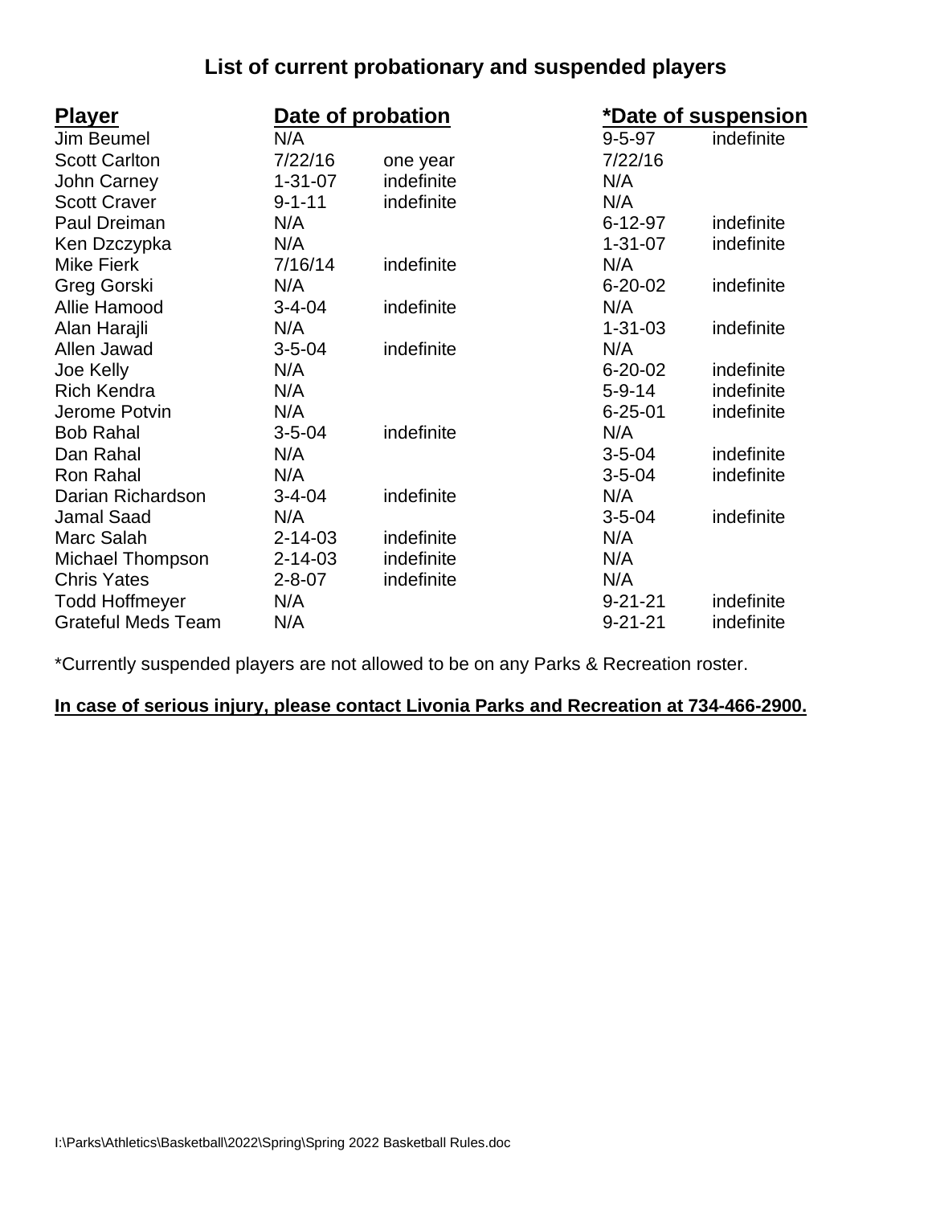## List of current probationary and suspended players

| Player | Date of probation | | *Date of suspension | |
|---|---|---|---|---|
| Jim Beumel | N/A | | 9-5-97 | indefinite |
| Scott Carlton | 7/22/16 | one year | 7/22/16 | |
| John Carney | 1-31-07 | indefinite | N/A | |
| Scott Craver | 9-1-11 | indefinite | N/A | |
| Paul Dreiman | N/A | | 6-12-97 | indefinite |
| Ken Dzczypka | N/A | | 1-31-07 | indefinite |
| Mike Fierk | 7/16/14 | indefinite | N/A | |
| Greg Gorski | N/A | | 6-20-02 | indefinite |
| Allie Hamood | 3-4-04 | indefinite | N/A | |
| Alan Harajli | N/A | | 1-31-03 | indefinite |
| Allen Jawad | 3-5-04 | indefinite | N/A | |
| Joe Kelly | N/A | | 6-20-02 | indefinite |
| Rich Kendra | N/A | | 5-9-14 | indefinite |
| Jerome Potvin | N/A | | 6-25-01 | indefinite |
| Bob Rahal | 3-5-04 | indefinite | N/A | |
| Dan Rahal | N/A | | 3-5-04 | indefinite |
| Ron Rahal | N/A | | 3-5-04 | indefinite |
| Darian Richardson | 3-4-04 | indefinite | N/A | |
| Jamal Saad | N/A | | 3-5-04 | indefinite |
| Marc Salah | 2-14-03 | indefinite | N/A | |
| Michael Thompson | 2-14-03 | indefinite | N/A | |
| Chris Yates | 2-8-07 | indefinite | N/A | |
| Todd Hoffmeyer | N/A | | 9-21-21 | indefinite |
| Grateful Meds Team | N/A | | 9-21-21 | indefinite |

*Currently suspended players are not allowed to be on any Parks & Recreation roster.

**In case of serious injury, please contact Livonia Parks and Recreation at 734-466-2900.**